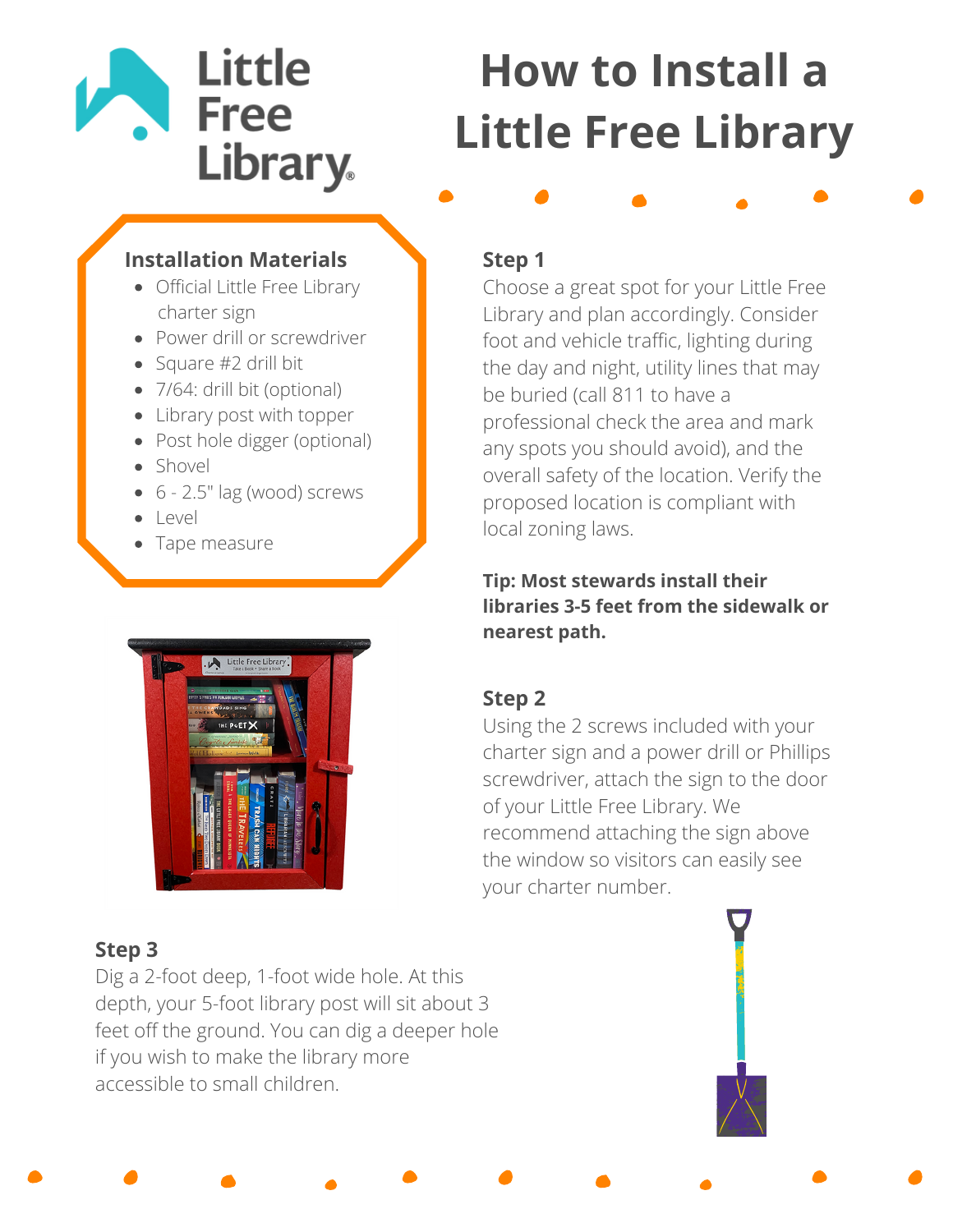# How to Install a Little Free Library

### Installation Materials

- Official Little Free Library charter sign
- Power drill or screwdriver
- Square #2 drill bit
- 7/64: drill bit (optional)
- Library post with topper
- Post hole digger (optional)
- Shovel
- 6 - 2.5" lag (wood) screws
- Level
- Tape measure

### Step 1

Choose a great spot for your Little Free Library and plan accordingly. Consider foot and vehicle traffic, lighting during the day and night, utility lines that may be buried (call 811 to have a professional check the area and mark any spots you should avoid), and the overall safety of the location. Verify the proposed location is compliant with local zoning laws.

**Tip: Most stewards install their libraries 3-5 feet from the sidewalk or nearest path.**

### Step 2

Using the 2 screws included with your charter sign and a power drill or Phillips screwdriver, attach the sign to the door of your Little Free Library. We recommend attaching the sign above the window so visitors can easily see your charter number.

### Step 3

Dig a 2-foot deep, 1-foot wide hole. At this depth, your 5-foot library post will sit about 3 feet off the ground. You can dig a deeper hole if you wish to make the library more accessible to small children.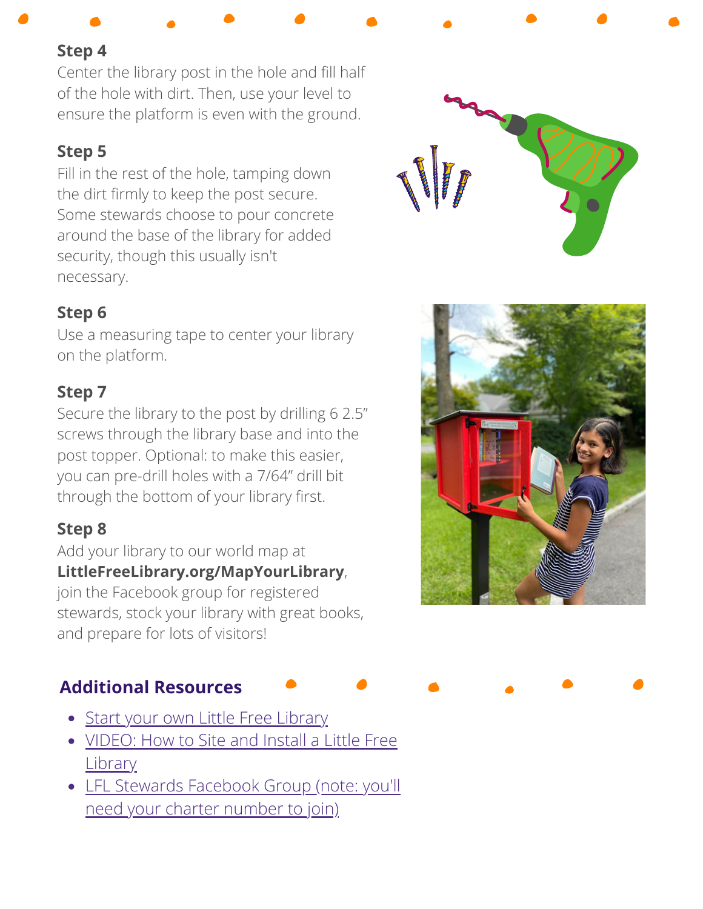### Step 4

Center the library post in the hole and fill half of the hole with dirt. Then, use your level to ensure the platform is even with the ground.

### Step 5

Fill in the rest of the hole, tamping down the dirt firmly to keep the post secure. Some stewards choose to pour concrete around the base of the library for added security, though this usually isn't necessary.

### Step 6

Use a measuring tape to center your library on the platform.

### Step 7

Secure the library to the post by drilling 6 2.5" screws through the library base and into the post topper. Optional: to make this easier, you can pre-drill holes with a 7/64" drill bit through the bottom of your library first.

### Step 8

Add your library to our world map at **LittleFreeLibrary.org/MapYourLibrary**, join the Facebook group for registered stewards, stock your library with great books, and prepare for lots of visitors!

## Additional Resources

- Start your own Little Free Library
- VIDEO: How to Site and Install a Little Free Library
- LFL Stewards Facebook Group (note: you'll need your charter number to join)